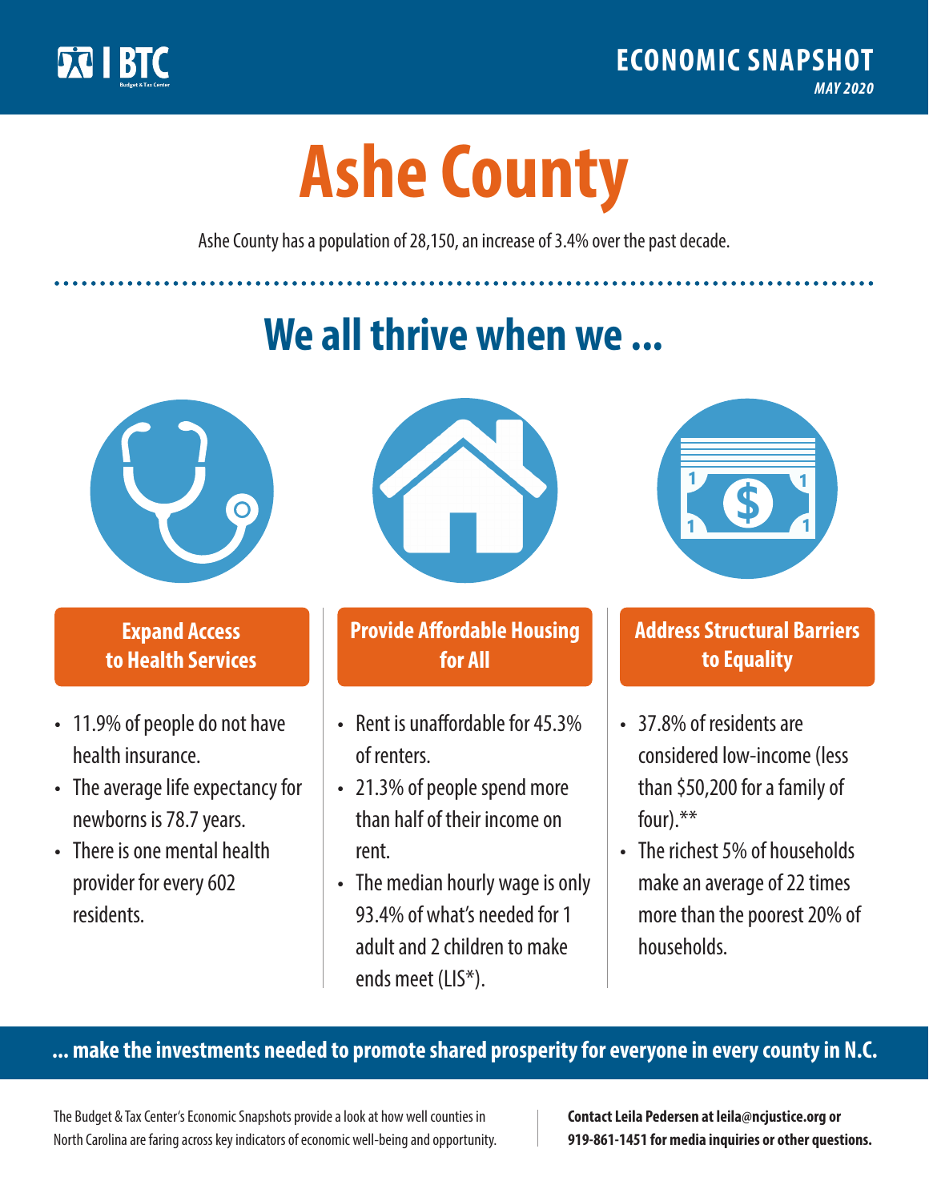BTC Budget & Tax Center

**ECONOMIC SNAPSHOT**

*MAY 2020*

# Ashe County

Ashe County has a population of 28,150, an increase of 3.4% over the past decade.

## We all thrive when we ...

### Expand Access to Health Services

- 11.9% of people do not have health insurance.
- The average life expectancy for newborns is 78.7 years.
- There is one mental health provider for every 602 residents.

### Provide Affordable Housing for All

- Rent is unaffordable for 45.3% of renters.
- 21.3% of people spend more than half of their income on rent.
- The median hourly wage is only 93.4% of what's needed for 1 adult and 2 children to make ends meet (LIS*).

### Address Structural Barriers to Equality

- 37.8% of residents are considered low-income (less than $50,200 for a family of four).**
- The richest 5% of households make an average of 22 times more than the poorest 20% of households.

**... make the investments needed to promote shared prosperity for everyone in every county in N.C.**

The Budget & Tax Center's Economic Snapshots provide a look at how well counties in North Carolina are faring across key indicators of economic well-being and opportunity.

**Contact Leila Pedersen at leila@ncjustice.org or 919-861-1451 for media inquiries or other questions.**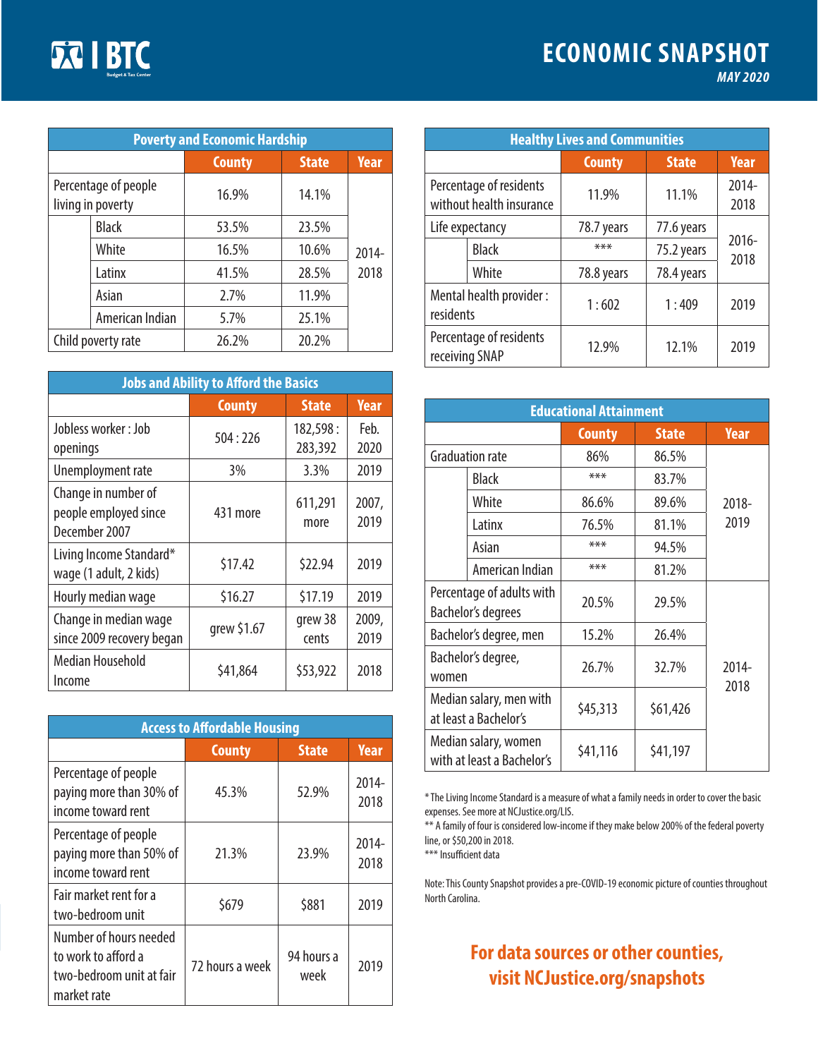# ECONOMIC SNAPSHOT

*MAY 2020*

## Poverty and Economic Hardship

| | County | State | Year |
|---|---|---|---|
| Percentage of people living in poverty | 16.9% | 14.1% | 2014-2018 |
| Black | 53.5% | 23.5% | 2014-2018 |
| White | 16.5% | 10.6% | 2014-2018 |
| Latinx | 41.5% | 28.5% | 2014-2018 |
| Asian | 2.7% | 11.9% | 2014-2018 |
| American Indian | 5.7% | 25.1% | 2014-2018 |
| Child poverty rate | 26.2% | 20.2% | 2014-2018 |

## Jobs and Ability to Afford the Basics

| | County | State | Year |
|---|---|---|---|
| Jobless worker : Job openings | 504 : 226 | 182,598 : 283,392 | Feb. 2020 |
| Unemployment rate | 3% | 3.3% | 2019 |
| Change in number of people employed since December 2007 | 431 more | 611,291 more | 2007, 2019 |
| Living Income Standard* wage (1 adult, 2 kids) | $17.42 | $22.94 | 2019 |
| Hourly median wage | $16.27 | $17.19 | 2019 |
| Change in median wage since 2009 recovery began | grew $1.67 | grew 38 cents | 2009, 2019 |
| Median Household Income | $41,864 | $53,922 | 2018 |

## Access to Affordable Housing

| | County | State | Year |
|---|---|---|---|
| Percentage of people paying more than 30% of income toward rent | 45.3% | 52.9% | 2014-2018 |
| Percentage of people paying more than 50% of income toward rent | 21.3% | 23.9% | 2014-2018 |
| Fair market rent for a two-bedroom unit | $679 | $881 | 2019 |
| Number of hours needed to work to afford a two-bedroom unit at fair market rate | 72 hours a week | 94 hours a week | 2019 |

## Healthy Lives and Communities

| | County | State | Year |
|---|---|---|---|
| Percentage of residents without health insurance | 11.9% | 11.1% | 2014-2018 |
| Life expectancy | 78.7 years | 77.6 years | 2016-2018 |
| Black | *** | 75.2 years | 2016-2018 |
| White | 78.8 years | 78.4 years | 2016-2018 |
| Mental health provider : residents | 1 : 602 | 1 : 409 | 2019 |
| Percentage of residents receiving SNAP | 12.9% | 12.1% | 2019 |

## Educational Attainment

| | County | State | Year |
|---|---|---|---|
| Graduation rate | 86% | 86.5% | 2018-2019 |
| Black | *** | 83.7% | 2018-2019 |
| White | 86.6% | 89.6% | 2018-2019 |
| Latinx | 76.5% | 81.1% | 2018-2019 |
| Asian | *** | 94.5% | 2018-2019 |
| American Indian | *** | 81.2% | 2018-2019 |
| Percentage of adults with Bachelor's degrees | 20.5% | 29.5% | 2014-2018 |
| Bachelor's degree, men | 15.2% | 26.4% | 2014-2018 |
| Bachelor's degree, women | 26.7% | 32.7% | 2014-2018 |
| Median salary, men with at least a Bachelor's | $45,313 | $61,426 | 2014-2018 |
| Median salary, women with at least a Bachelor's | $41,116 | $41,197 | 2014-2018 |

\* The Living Income Standard is a measure of what a family needs in order to cover the basic expenses. See more at NCJustice.org/LIS.

** A family of four is considered low-income if they make below 200% of the federal poverty line, or $50,200 in 2018.

*** Insufficient data

Note: This County Snapshot provides a pre-COVID-19 economic picture of counties throughout North Carolina.

**For data sources or other counties, visit NCJustice.org/snapshots**